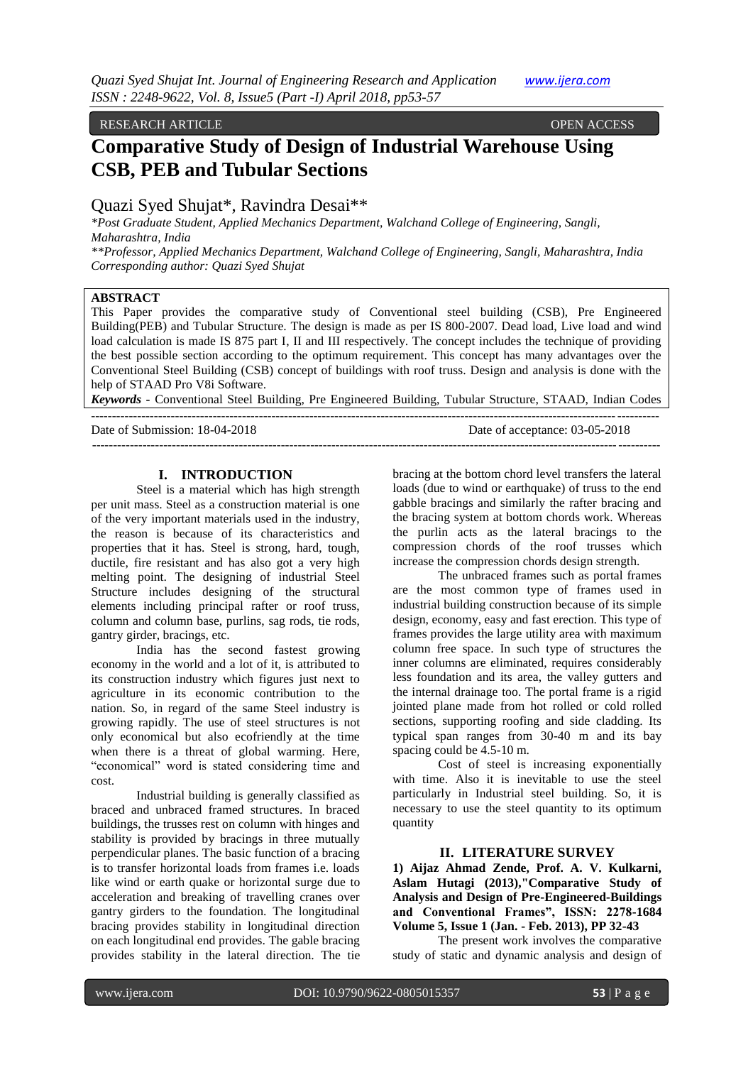RESEARCH ARTICLE OPEN ACCESS

# Comparative Study of Design of Industrial Warehouse Using CSB, PEB and Tubular Sections

Quazi Syed Shujat*, Ravindra Desai**

*Post Graduate Student, Applied Mechanics Department, Walchand College of Engineering, Sangli, Maharashtra, India*

*\*\*Professor, Applied Mechanics Department, Walchand College of Engineering, Sangli, Maharashtra, India*

*Corresponding author: Quazi Syed Shujat*

## ABSTRACT

This Paper provides the comparative study of Conventional steel building (CSB), Pre Engineered Building(PEB) and Tubular Structure. The design is made as per IS 800-2007. Dead load, Live load and wind load calculation is made IS 875 part I, II and III respectively. The concept includes the technique of providing the best possible section according to the optimum requirement. This concept has many advantages over the Conventional Steel Building (CSB) concept of buildings with roof truss. Design and analysis is done with the help of STAAD Pro V8i Software.

***Keywords*** - Conventional Steel Building, Pre Engineered Building, Tubular Structure, STAAD, Indian Codes

---

Date of Submission: 18-04-2018 Date of acceptance: 03-05-2018

---

## I. INTRODUCTION

Steel is a material which has high strength per unit mass. Steel as a construction material is one of the very important materials used in the industry, the reason is because of its characteristics and properties that it has. Steel is strong, hard, tough, ductile, fire resistant and has also got a very high melting point. The designing of industrial Steel Structure includes designing of the structural elements including principal rafter or roof truss, column and column base, purlins, sag rods, tie rods, gantry girder, bracings, etc.

India has the second fastest growing economy in the world and a lot of it, is attributed to its construction industry which figures just next to agriculture in its economic contribution to the nation. So, in regard of the same Steel industry is growing rapidly. The use of steel structures is not only economical but also ecofriendly at the time when there is a threat of global warming. Here, "economical" word is stated considering time and cost.

Industrial building is generally classified as braced and unbraced framed structures. In braced buildings, the trusses rest on column with hinges and stability is provided by bracings in three mutually perpendicular planes. The basic function of a bracing is to transfer horizontal loads from frames i.e. loads like wind or earth quake or horizontal surge due to acceleration and breaking of travelling cranes over gantry girders to the foundation. The longitudinal bracing provides stability in longitudinal direction on each longitudinal end provides. The gable bracing provides stability in the lateral direction. The tie bracing at the bottom chord level transfers the lateral loads (due to wind or earthquake) of truss to the end gabble bracings and similarly the rafter bracing and the bracing system at bottom chords work. Whereas the purlin acts as the lateral bracings to the compression chords of the roof trusses which increase the compression chords design strength.

The unbraced frames such as portal frames are the most common type of frames used in industrial building construction because of its simple design, economy, easy and fast erection. This type of frames provides the large utility area with maximum column free space. In such type of structures the inner columns are eliminated, requires considerably less foundation and its area, the valley gutters and the internal drainage too. The portal frame is a rigid jointed plane made from hot rolled or cold rolled sections, supporting roofing and side cladding. Its typical span ranges from 30-40 m and its bay spacing could be 4.5-10 m.

Cost of steel is increasing exponentially with time. Also it is inevitable to use the steel particularly in Industrial steel building. So, it is necessary to use the steel quantity to its optimum quantity

## II. LITERATURE SURVEY

**1) Aijaz Ahmad Zende, Prof. A. V. Kulkarni, Aslam Hutagi (2013),"Comparative Study of Analysis and Design of Pre-Engineered-Buildings and Conventional Frames", ISSN: 2278-1684 Volume 5, Issue 1 (Jan. - Feb. 2013), PP 32-43**

The present work involves the comparative study of static and dynamic analysis and design of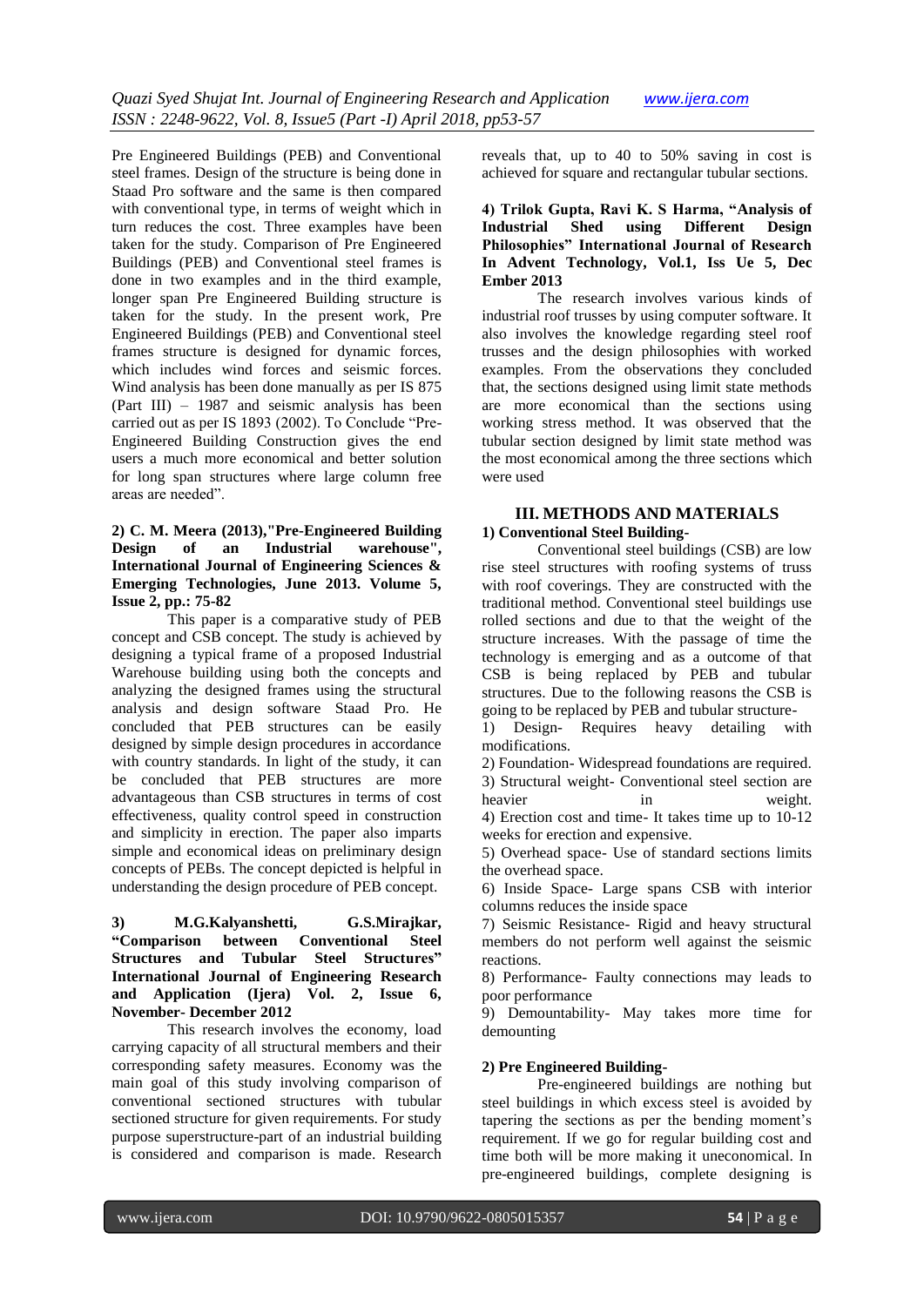Pre Engineered Buildings (PEB) and Conventional steel frames. Design of the structure is being done in Staad Pro software and the same is then compared with conventional type, in terms of weight which in turn reduces the cost. Three examples have been taken for the study. Comparison of Pre Engineered Buildings (PEB) and Conventional steel frames is done in two examples and in the third example, longer span Pre Engineered Building structure is taken for the study. In the present work, Pre Engineered Buildings (PEB) and Conventional steel frames structure is designed for dynamic forces, which includes wind forces and seismic forces. Wind analysis has been done manually as per IS 875 (Part III) – 1987 and seismic analysis has been carried out as per IS 1893 (2002). To Conclude "Pre-Engineered Building Construction gives the end users a much more economical and better solution for long span structures where large column free areas are needed".

**2) C. M. Meera (2013),"Pre-Engineered Building Design of an Industrial warehouse", International Journal of Engineering Sciences & Emerging Technologies, June 2013. Volume 5, Issue 2, pp.: 75-82**

This paper is a comparative study of PEB concept and CSB concept. The study is achieved by designing a typical frame of a proposed Industrial Warehouse building using both the concepts and analyzing the designed frames using the structural analysis and design software Staad Pro. He concluded that PEB structures can be easily designed by simple design procedures in accordance with country standards. In light of the study, it can be concluded that PEB structures are more advantageous than CSB structures in terms of cost effectiveness, quality control speed in construction and simplicity in erection. The paper also imparts simple and economical ideas on preliminary design concepts of PEBs. The concept depicted is helpful in understanding the design procedure of PEB concept.

**3) M.G.Kalyanshetti, G.S.Mirajkar, "Comparison between Conventional Steel Structures and Tubular Steel Structures" International Journal of Engineering Research and Application (Ijera) Vol. 2, Issue 6, November- December 2012**

This research involves the economy, load carrying capacity of all structural members and their corresponding safety measures. Economy was the main goal of this study involving comparison of conventional sectioned structures with tubular sectioned structure for given requirements. For study purpose superstructure-part of an industrial building is considered and comparison is made. Research reveals that, up to 40 to 50% saving in cost is achieved for square and rectangular tubular sections.

**4) Trilok Gupta, Ravi K. S Harma, "Analysis of Industrial Shed using Different Design Philosophies" International Journal of Research In Advent Technology, Vol.1, Iss Ue 5, Dec Ember 2013**

The research involves various kinds of industrial roof trusses by using computer software. It also involves the knowledge regarding steel roof trusses and the design philosophies with worked examples. From the observations they concluded that, the sections designed using limit state methods are more economical than the sections using working stress method. It was observed that the tubular section designed by limit state method was the most economical among the three sections which were used

## III. METHODS AND MATERIALS

**1) Conventional Steel Building-**

Conventional steel buildings (CSB) are low rise steel structures with roofing systems of truss with roof coverings. They are constructed with the traditional method. Conventional steel buildings use rolled sections and due to that the weight of the structure increases. With the passage of time the technology is emerging and as a outcome of that CSB is being replaced by PEB and tubular structures. Due to the following reasons the CSB is going to be replaced by PEB and tubular structure-

1) Design- Requires heavy detailing with modifications.
2) Foundation- Widespread foundations are required.
3) Structural weight- Conventional steel section are heavier in weight.
4) Erection cost and time- It takes time up to 10-12 weeks for erection and expensive.
5) Overhead space- Use of standard sections limits the overhead space.
6) Inside Space- Large spans CSB with interior columns reduces the inside space
7) Seismic Resistance- Rigid and heavy structural members do not perform well against the seismic reactions.
8) Performance- Faulty connections may leads to poor performance
9) Demountability- May takes more time for demounting

**2) Pre Engineered Building-**

Pre-engineered buildings are nothing but steel buildings in which excess steel is avoided by tapering the sections as per the bending moment's requirement. If we go for regular building cost and time both will be more making it uneconomical. In pre-engineered buildings, complete designing is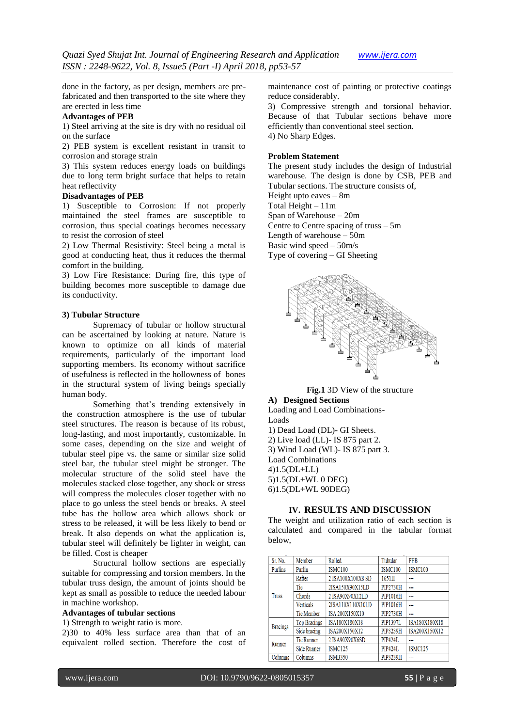done in the factory, as per design, members are pre-fabricated and then transported to the site where they are erected in less time

**Advantages of PEB**

1) Steel arriving at the site is dry with no residual oil on the surface

2) PEB system is excellent resistant in transit to corrosion and storage strain

3) This system reduces energy loads on buildings due to long term bright surface that helps to retain heat reflectivity

**Disadvantages of PEB**

1) Susceptible to Corrosion: If not properly maintained the steel frames are susceptible to corrosion, thus special coatings becomes necessary to resist the corrosion of steel

2) Low Thermal Resistivity: Steel being a metal is good at conducting heat, thus it reduces the thermal comfort in the building.

3) Low Fire Resistance: During fire, this type of building becomes more susceptible to damage due its conductivity.

### 3) Tubular Structure

Supremacy of tubular or hollow structural can be ascertained by looking at nature. Nature is known to optimize on all kinds of material requirements, particularly of the important load supporting members. Its economy without sacrifice of usefulness is reflected in the hollowness of bones in the structural system of living beings specially human body.

Something that's trending extensively in the construction atmosphere is the use of tubular steel structures. The reason is because of its robust, long-lasting, and most importantly, customizable. In some cases, depending on the size and weight of tubular steel pipe vs. the same or similar size solid steel bar, the tubular steel might be stronger. The molecular structure of the solid steel have the molecules stacked close together, any shock or stress will compress the molecules closer together with no place to go unless the steel bends or breaks. A steel tube has the hollow area which allows shock or stress to be released, it will be less likely to bend or break. It also depends on what the application is, tubular steel will definitely be lighter in weight, can be filled. Cost is cheaper

Structural hollow sections are especially suitable for compressing and torsion members. In the tubular truss design, the amount of joints should be kept as small as possible to reduce the needed labour in machine workshop.

**Advantages of tubular sections**

1) Strength to weight ratio is more.

2)30 to 40% less surface area than that of an equivalent rolled section. Therefore the cost of maintenance cost of painting or protective coatings reduce considerably.

3) Compressive strength and torsional behavior. Because of that Tubular sections behave more efficiently than conventional steel section.

4) No Sharp Edges.

**Problem Statement**

The present study includes the design of Industrial warehouse. The design is done by CSB, PEB and Tubular sections. The structure consists of,

Height upto eaves – 8m

Total Height – 11m

Span of Warehouse – 20m

Centre to Centre spacing of truss – 5m

Length of warehouse – 50m

Basic wind speed – 50m/s

Type of covering – GI Sheeting

**Fig.1** 3D View of the structure

**A) Designed Sections**

Loading and Load Combinations-

Loads

1) Dead Load (DL)- GI Sheets.

2) Live load (LL)- IS 875 part 2.

3) Wind Load (WL)- IS 875 part 3.

Load Combinations

4)1.5(DL+LL)

5)1.5(DL+WL 0 DEG)

6)1.5(DL+WL 90DEG)

## IV. RESULTS AND DISCUSSION

The weight and utilization ratio of each section is calculated and compared in the tabular format below,

| Sr. No. | Member | Rolled | Tubular | PEB |
|---|---|---|---|---|
| Purlins | Purlin | ISMC100 | ISMC100 | ISMC100 |
| Truss | Rafter | 2 ISA100X100X8 SD | 1651H | --- |
| | Tie | 2ISA150X90X15LD | PIP2730H | --- |
| | Chords | 2 ISA90X90X12LD | PIP1016H | --- |
| | Verticals | 2ISA110X110X10LD | PIP1016H | --- |
| | Tie Member | ISA 200X150X10 | PIP2730H | --- |
| Bracings | Top Bracings | ISA180X180X18 | PIP1397L | ISA180X180X18 |
| | Side bracing | ISA200X150X12 | PIP3239H | ISA200X150X12 |
| Runner | Tie Runner | 2 ISA90X90X6SD | PIP424L | --- |
| | Side Runner | ISMC125 | PIP424L | ISMC125 |
| Columns | Columns | ISMB350 | PIP3239H | --- |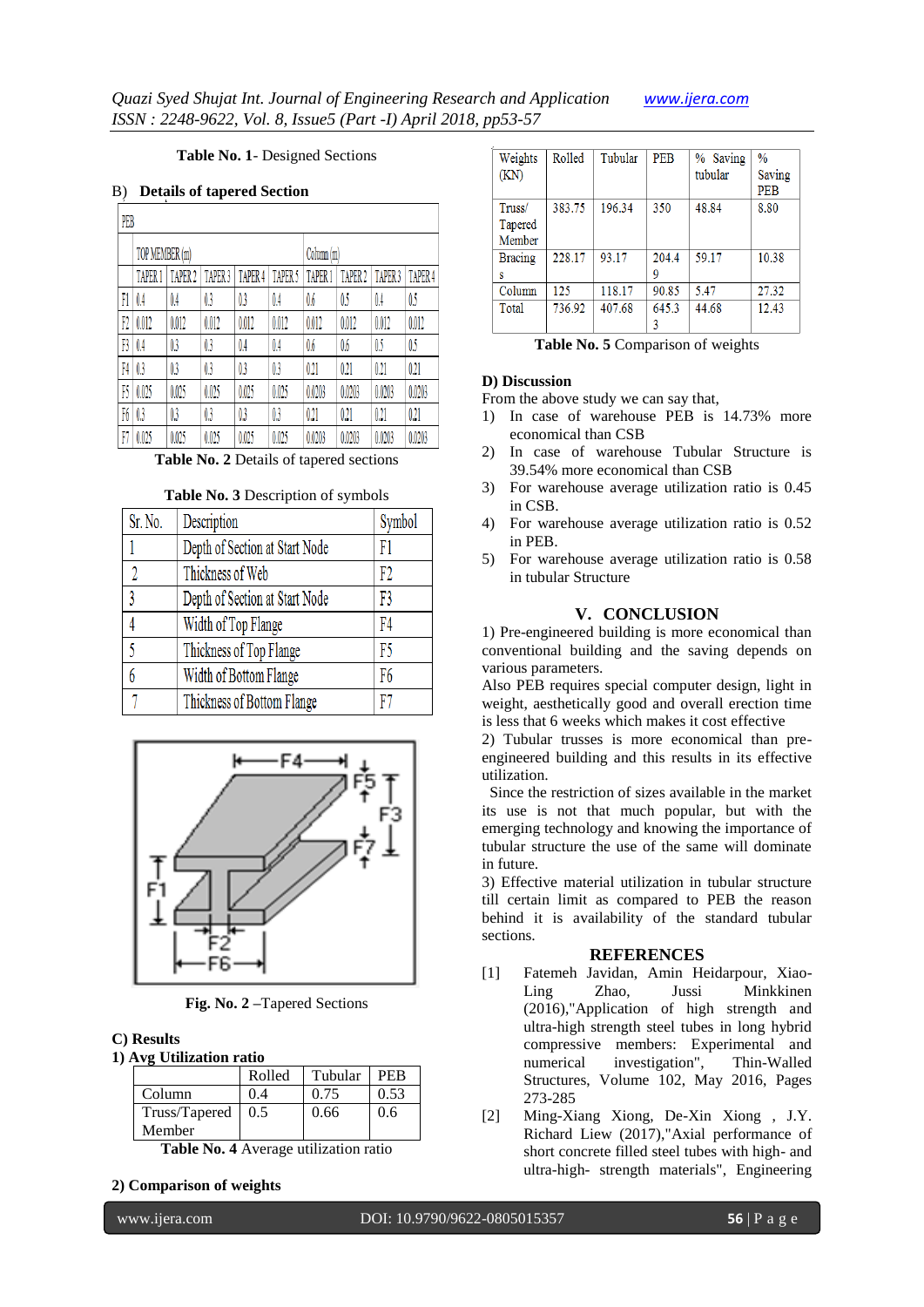**Table No. 1**- Designed Sections

B) **Details of tapered Section**

| PEB | | | | | | | | | |
|---|---|---|---|---|---|---|---|---|---|
| | TOP MEMBER (m) | | | | | Column (m) | | | |
| | TAPER 1 | TAPER 2 | TAPER 3 | TAPER 4 | TAPER 5 | TAPER 1 | TAPER 2 | TAPER 3 | TAPER 4 |
| F1 | 0.4 | 0.4 | 0.3 | 0.3 | 0.4 | 0.6 | 0.5 | 0.4 | 0.5 |
| F2 | 0.012 | 0.012 | 0.012 | 0.012 | 0.012 | 0.012 | 0.012 | 0.012 | 0.012 |
| F3 | 0.4 | 0.3 | 0.3 | 0.4 | 0.4 | 0.6 | 0.6 | 0.5 | 0.5 |
| F4 | 0.3 | 0.3 | 0.3 | 0.3 | 0.3 | 0.21 | 0.21 | 0.21 | 0.21 |
| F5 | 0.025 | 0.025 | 0.025 | 0.025 | 0.025 | 0.0203 | 0.0203 | 0.0203 | 0.0203 |
| F6 | 0.3 | 0.3 | 0.3 | 0.3 | 0.3 | 0.21 | 0.21 | 0.21 | 0.21 |
| F7 | 0.025 | 0.025 | 0.025 | 0.025 | 0.025 | 0.0203 | 0.0203 | 0.0203 | 0.0203 |

**Table No. 2** Details of tapered sections

**Table No. 3** Description of symbols

| Sr. No. | Description | Symbol |
|---|---|---|
| 1 | Depth of Section at Start Node | F1 |
| 2 | Thickness of Web | F2 |
| 3 | Depth of Section at Start Node | F3 |
| 4 | Width of Top Flange | F4 |
| 5 | Thickness of Top Flange | F5 |
| 6 | Width of Bottom Flange | F6 |
| 7 | Thickness of Bottom Flange | F7 |

**Fig. No. 2** –Tapered Sections

**C) Results**

**1) Avg Utilization ratio**

| | Rolled | Tubular | PEB |
|---|---|---|---|
| Column | 0.4 | 0.75 | 0.53 |
| Truss/Tapered Member | 0.5 | 0.66 | 0.6 |

**Table No. 4** Average utilization ratio

**2) Comparison of weights**

| Weights (KN) | Rolled | Tubular | PEB | % Saving tubular | % Saving PEB |
|---|---|---|---|---|---|
| Truss/ Tapered Member | 383.75 | 196.34 | 350 | 48.84 | 8.80 |
| Bracings | 228.17 | 93.17 | 204.49 | 59.17 | 10.38 |
| Column | 125 | 118.17 | 90.85 | 5.47 | 27.32 |
| Total | 736.92 | 407.68 | 645.33 | 44.68 | 12.43 |

**Table No. 5** Comparison of weights

**D) Discussion**

From the above study we can say that,

1) In case of warehouse PEB is 14.73% more economical than CSB
2) In case of warehouse Tubular Structure is 39.54% more economical than CSB
3) For warehouse average utilization ratio is 0.45 in CSB.
4) For warehouse average utilization ratio is 0.52 in PEB.
5) For warehouse average utilization ratio is 0.58 in tubular Structure

## V. CONCLUSION

1) Pre-engineered building is more economical than conventional building and the saving depends on various parameters.

Also PEB requires special computer design, light in weight, aesthetically good and overall erection time is less that 6 weeks which makes it cost effective

2) Tubular trusses is more economical than pre-engineered building and this results in its effective utilization.

Since the restriction of sizes available in the market its use is not that much popular, but with the emerging technology and knowing the importance of tubular structure the use of the same will dominate in future.

3) Effective material utilization in tubular structure till certain limit as compared to PEB the reason behind it is availability of the standard tubular sections.

## REFERENCES

[1] Fatemeh Javidan, Amin Heidarpour, Xiao-Ling Zhao, Jussi Minkkinen (2016),"Application of high strength and ultra-high strength steel tubes in long hybrid compressive members: Experimental and numerical investigation", Thin-Walled Structures, Volume 102, May 2016, Pages 273-285

[2] Ming-Xiang Xiong, De-Xin Xiong , J.Y. Richard Liew (2017),"Axial performance of short concrete filled steel tubes with high- and ultra-high- strength materials", Engineering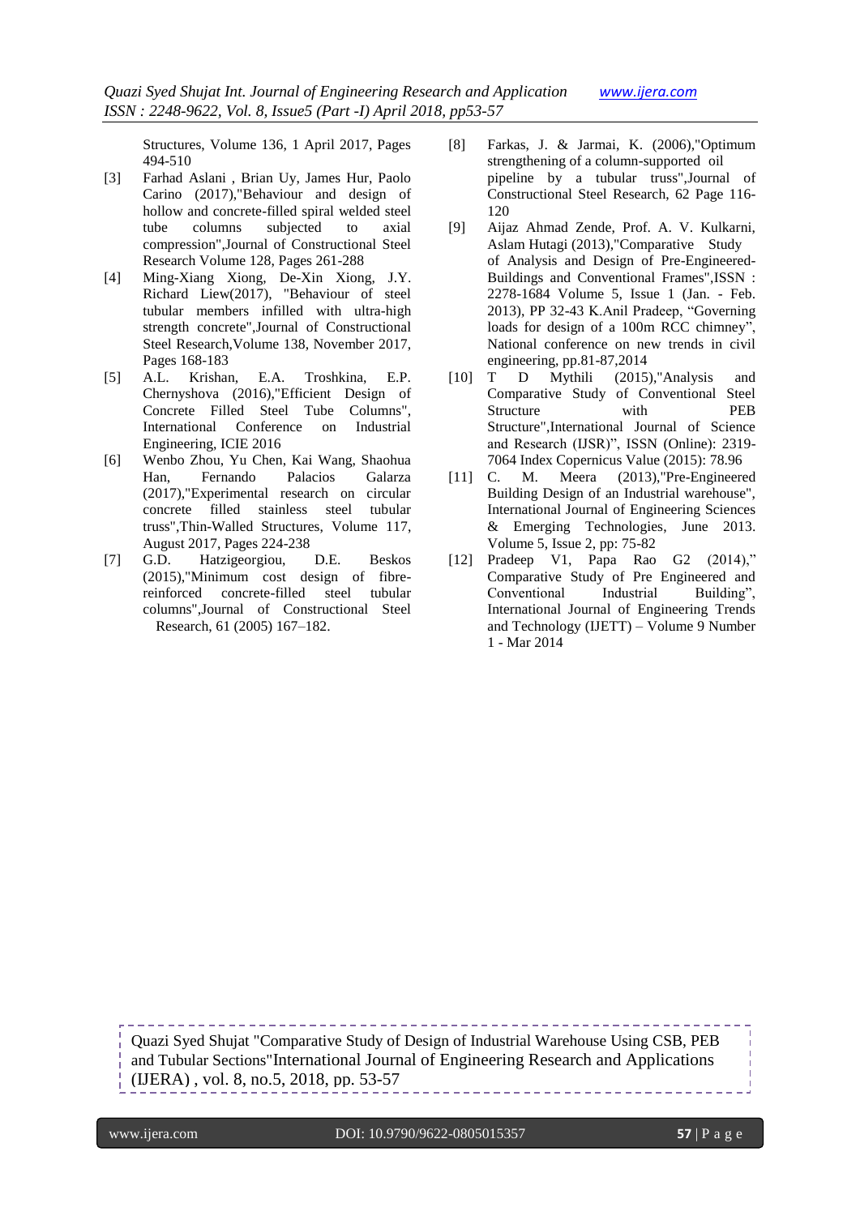Structures, Volume 136, 1 April 2017, Pages 494-510

[3] Farhad Aslani , Brian Uy, James Hur, Paolo Carino (2017),"Behaviour and design of hollow and concrete-filled spiral welded steel tube columns subjected to axial compression",Journal of Constructional Steel Research Volume 128, Pages 261-288

[4] Ming-Xiang Xiong, De-Xin Xiong, J.Y. Richard Liew(2017), "Behaviour of steel tubular members infilled with ultra-high strength concrete",Journal of Constructional Steel Research,Volume 138, November 2017, Pages 168-183

[5] A.L. Krishan, E.A. Troshkina, E.P. Chernyshova (2016),"Efficient Design of Concrete Filled Steel Tube Columns", International Conference on Industrial Engineering, ICIE 2016

[6] Wenbo Zhou, Yu Chen, Kai Wang, Shaohua Han, Fernando Palacios Galarza (2017),"Experimental research on circular concrete filled stainless steel tubular truss",Thin-Walled Structures, Volume 117, August 2017, Pages 224-238

[7] G.D. Hatzigeorgiou, D.E. Beskos (2015),"Minimum cost design of fibre-reinforced concrete-filled steel tubular columns",Journal of Constructional Steel Research, 61 (2005) 167–182.

[8] Farkas, J. & Jarmai, K. (2006),"Optimum strengthening of a column-supported oil pipeline by a tubular truss",Journal of Constructional Steel Research, 62 Page 116-120

[9] Aijaz Ahmad Zende, Prof. A. V. Kulkarni, Aslam Hutagi (2013),"Comparative Study of Analysis and Design of Pre-Engineered-Buildings and Conventional Frames",ISSN : 2278-1684 Volume 5, Issue 1 (Jan. - Feb. 2013), PP 32-43 K.Anil Pradeep, "Governing loads for design of a 100m RCC chimney", National conference on new trends in civil engineering, pp.81-87,2014

[10] T D Mythili (2015),"Analysis and Comparative Study of Conventional Steel Structure with PEB Structure",International Journal of Science and Research (IJSR)", ISSN (Online): 2319-7064 Index Copernicus Value (2015): 78.96

[11] C. M. Meera (2013),"Pre-Engineered Building Design of an Industrial warehouse", International Journal of Engineering Sciences & Emerging Technologies, June 2013. Volume 5, Issue 2, pp: 75-82

[12] Pradeep V1, Papa Rao G2 (2014)," Comparative Study of Pre Engineered and Conventional Industrial Building", International Journal of Engineering Trends and Technology (IJETT) – Volume 9 Number 1 - Mar 2014

Quazi Syed Shujat "Comparative Study of Design of Industrial Warehouse Using CSB, PEB and Tubular Sections"International Journal of Engineering Research and Applications (IJERA) , vol. 8, no.5, 2018, pp. 53-57